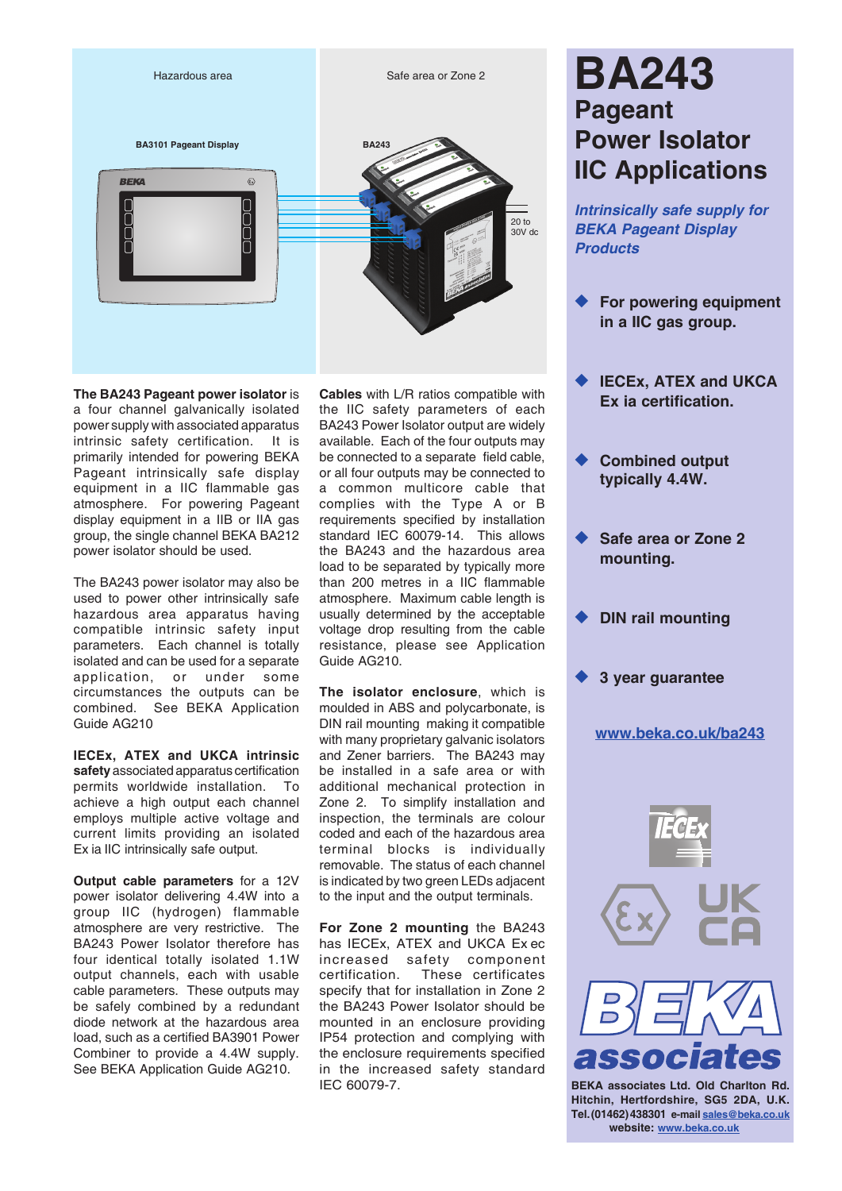Hazardous area

Safe area or Zone 2

BA3101 Pageant Display

BA243

20 to 30V dc

# BA243

## Pageant Power Isolator IIC Applications

***Intrinsically safe supply for BEKA Pageant Display Products***

- **For powering equipment in a IIC gas group.**
- **IECEx, ATEX and UKCA Ex ia certification.**
- **Combined output typically 4.4W.**
- **Safe area or Zone 2 mounting.**
- **DIN rail mounting**
- **3 year guarantee**

**www.beka.co.uk/ba243**

**The BA243 Pageant power isolator** is a four channel galvanically isolated power supply with associated apparatus intrinsic safety certification. It is primarily intended for powering BEKA Pageant intrinsically safe display equipment in a IIC flammable gas atmosphere. For powering Pageant display equipment in a IIB or IIA gas group, the single channel BEKA BA212 power isolator should be used.

The BA243 power isolator may also be used to power other intrinsically safe hazardous area apparatus having compatible intrinsic safety input parameters. Each channel is totally isolated and can be used for a separate application, or under some circumstances the outputs can be combined. See BEKA Application Guide AG210

**IECEx, ATEX and UKCA intrinsic safety** associated apparatus certification permits worldwide installation. To achieve a high output each channel employs multiple active voltage and current limits providing an isolated Ex ia IIC intrinsically safe output.

**Output cable parameters** for a 12V power isolator delivering 4.4W into a group IIC (hydrogen) flammable atmosphere are very restrictive. The BA243 Power Isolator therefore has four identical totally isolated 1.1W output channels, each with usable cable parameters. These outputs may be safely combined by a redundant diode network at the hazardous area load, such as a certified BA3901 Power Combiner to provide a 4.4W supply. See BEKA Application Guide AG210.

**Cables** with L/R ratios compatible with the IIC safety parameters of each BA243 Power Isolator output are widely available. Each of the four outputs may be connected to a separate field cable, or all four outputs may be connected to a common multicore cable that complies with the Type A or B requirements specified by installation standard IEC 60079-14. This allows the BA243 and the hazardous area load to be separated by typically more than 200 metres in a IIC flammable atmosphere. Maximum cable length is usually determined by the acceptable voltage drop resulting from the cable resistance, please see Application Guide AG210.

**The isolator enclosure**, which is moulded in ABS and polycarbonate, is DIN rail mounting making it compatible with many proprietary galvanic isolators and Zener barriers. The BA243 may be installed in a safe area or with additional mechanical protection in Zone 2. To simplify installation and inspection, the terminals are colour coded and each of the hazardous area terminal blocks is individually removable. The status of each channel is indicated by two green LEDs adjacent to the input and the output terminals.

**For Zone 2 mounting** the BA243 has IECEx, ATEX and UKCA Ex ec increased safety component certification. These certificates specify that for installation in Zone 2 the BA243 Power Isolator should be mounted in an enclosure providing IP54 protection and complying with the enclosure requirements specified in the increased safety standard IEC 60079-7.

**BEKA associates Ltd. Old Charlton Rd. Hitchin, Hertfordshire, SG5 2DA, U.K. Tel. (01462) 438301 e-mail sales@beka.co.uk website: www.beka.co.uk**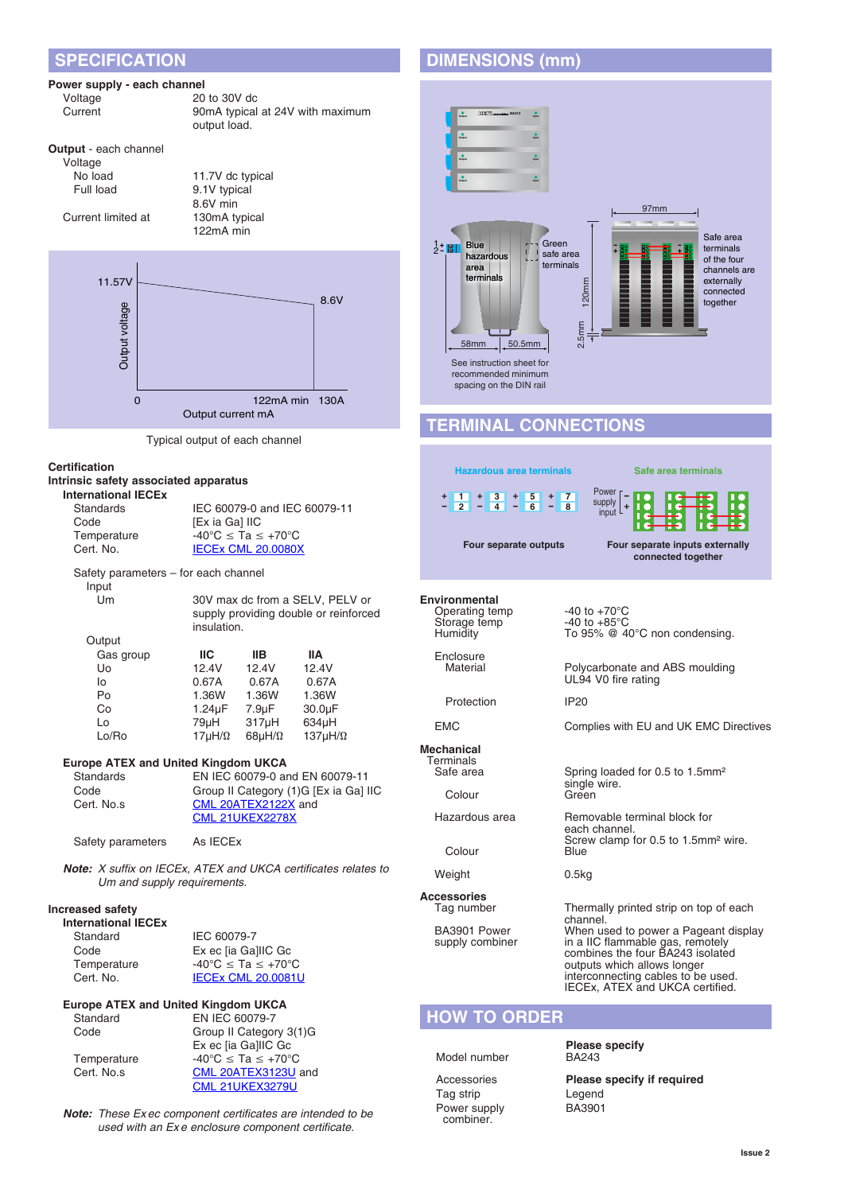## SPECIFICATION

**Power supply - each channel**

| | |
|---|---|
| Voltage | 20 to 30V dc |
| Current | 90mA typical at 24V with maximum output load. |

**Output** - each channel

| | |
|---|---|
| Voltage | |
| No load | 11.7V dc typical |
| Full load | 9.1V typical |
| | 8.6V min |
| Current limited at | 130mA typical |
| | 122mA min |

11.57V
8.6V
Output voltage
0
122mA min 130A
Output current mA

Typical output of each channel

**Certification**

**Intrinsic safety associated apparatus**

**International IECEx**

| | |
|---|---|
| Standards | IEC 60079-0 and IEC 60079-11 |
| Code | [Ex ia Ga] IIC |
| Temperature | -40°C ≤ Ta ≤ +70°C |
| Cert. No. | IECEx CML 20.0080X |

Safety parameters – for each channel

Input

| | |
|---|---|
| Um | 30V max dc from a SELV, PELV or supply providing double or reinforced insulation. |

Output

| Gas group | IIC | IIB | IIA |
|---|---|---|---|
| Uo | 12.4V | 12.4V | 12.4V |
| Io | 0.67A | 0.67A | 0.67A |
| Po | 1.36W | 1.36W | 1.36W |
| Co | 1.24µF | 7.9µF | 30.0µF |
| Lo | 79µH | 317µH | 634µH |
| Lo/Ro | 17µH/Ω | 68µH/Ω | 137µH/Ω |

**Europe ATEX and United Kingdom UKCA**

| | |
|---|---|
| Standards | EN IEC 60079-0 and EN 60079-11 |
| Code | Group II Category (1)G [Ex ia Ga] IIC |
| Cert. No.s | CML 20ATEX2122X and CML 21UKEX2278X |
| Safety parameters | As IECEx |

***Note:*** *X suffix on IECEx, ATEX and UKCA certificates relates to Um and supply requirements.*

**Increased safety**

**International IECEx**

| | |
|---|---|
| Standard | IEC 60079-7 |
| Code | Ex ec [ia Ga]IIC Gc |
| Temperature | -40°C ≤ Ta ≤ +70°C |
| Cert. No. | IECEx CML 20.0081U |

**Europe ATEX and United Kingdom UKCA**

| | |
|---|---|
| Standard | EN IEC 60079-7 |
| Code | Group II Category 3(1)G Ex ec [ia Ga]IIC Gc |
| Temperature | -40°C ≤ Ta ≤ +70°C |
| Cert. No.s | CML 20ATEX3123U and CML 21UKEX3279U |

***Note:*** *These Ex ec component certificates are intended to be used with an Ex e enclosure component certificate.*

## DIMENSIONS (mm)

Blue hazardous area terminals
Green safe area terminals
Safe area terminals of the four channels are externally connected together
97mm
120mm
2.5mm
58mm
50.5mm

See instruction sheet for recommended minimum spacing on the DIN rail

## TERMINAL CONNECTIONS

Hazardous area terminals

Safe area terminals

Power supply input

Four separate outputs

Four separate inputs externally connected together

**Environmental**

| | |
|---|---|
| Operating temp | -40 to +70°C |
| Storage temp | -40 to +85°C |
| Humidity | To 95% @ 40°C non condensing. |
| Enclosure | |
| Material | Polycarbonate and ABS moulding UL94 V0 fire rating |
| Protection | IP20 |
| EMC | Complies with EU and UK EMC Directives |

**Mechanical**

| | |
|---|---|
| Terminals | |
| Safe area | Spring loaded for 0.5 to 1.5mm² single wire. |
| Colour | Green |
| Hazardous area | Removable terminal block for each channel. Screw clamp for 0.5 to 1.5mm² wire. |
| Colour | Blue |
| Weight | 0.5kg |

**Accessories**

| | |
|---|---|
| Tag number | Thermally printed strip on top of each channel. |
| BA3901 Power supply combiner | When used to power a Pageant display in a IIC flammable gas, remotely combines the four BA243 isolated outputs which allows longer interconnecting cables to be used. IECEx, ATEX and UKCA certified. |

## HOW TO ORDER

| | |
|---|---|
| Model number | **Please specify** BA243 |
| Accessories | **Please specify if required** |
| Tag strip | Legend |
| Power supply combiner. | BA3901 |

Issue 2